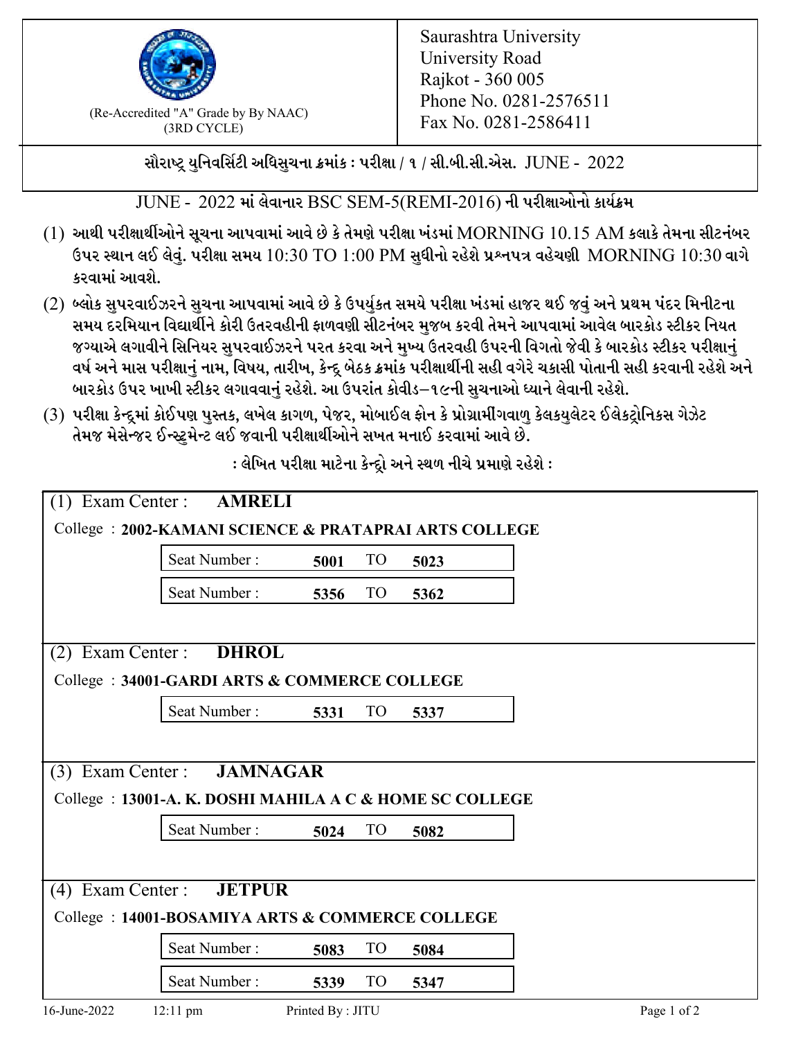(Re-Accredited "A" Grade by By NAAC)
(3RD CYCLE)

Saurashtra University
University Road
Rajkot - 360 005
Phone No. 0281-2576511
Fax No. 0281-2586411

## સૌરાષ્ટ્ર યુનિવર્સિટી અધિસુચના ક્રમાંક : પરીક્ષા / ૧ / સી.બી.સી.એસ. JUNE - 2022

### JUNE - 2022 માં લેવાનાર BSC SEM-5(REMI-2016) ની પરીક્ષાઓનો કાર્યક્રમ

(1) આથી પરીક્ષાર્થીઓને સૂચના આપવામાં આવે છે કે તેમણે પરીક્ષા ખંડમાં MORNING 10.15 AM કલાકે તેમના સીટનંબર ઉપર સ્થાન લઈ લેવું. પરીક્ષા સમય 10:30 TO 1:00 PM સુધીનો રહેશે પ્રશ્નપત્ર વહેચણી MORNING 10:30 વાગે કરવામાં આવશે.

(2) બ્લોક સુપરવાઈઝરને સુચના આપવામાં આવે છે કે ઉપર્યુકત સમયે પરીક્ષા ખંડમાં હાજર થઈ જવું અને પ્રથમ પંદર મિનીટના સમય દરમિયાન વિદ્યાર્થીને કોરી ઉતરવહીની ફાળવણી સીટનંબર મુજબ કરવી તેમને આપવામાં આવેલ બારકોડ સ્ટીકર નિયત જગ્યાએ લગાવીને સિનિયર સુપરવાઈઝરને પરત કરવા અને મુખ્ય ઉતરવહી ઉપરની વિગતો જેવી કે બારકોડ સ્ટીકર પરીક્ષાનું વર્ષ અને માસ પરીક્ષાનું નામ, વિષય, તારીખ, કેન્દ્ર બેઠક ક્રમાંક પરીક્ષાર્થીની સહી વગેરે ચકાસી પોતાની સહી કરવાની રહેશે અને બારકોડ ઉપર ખાખી સ્ટીકર લગાવવાનું રહેશે. આ ઉપરાંત કોવીડ–૧૯ની સુચનાઓ ધ્યાને લેવાની રહેશે.

(3) પરીક્ષા કેન્દ્રમાં કોઈપણ પુસ્તક, લખેલ કાગળ, પેજર, મોબાઈલ ફોન કે પ્રોગ્રામીંગવાળુ કેલકયુલેટર ઈલેકટ્રોનિકસ ગેઝેટ તેમજ મેસેન્જર ઈન્સ્ટ્રુમેન્ટ લઈ જવાની પરીક્ષાર્થીઓને સખત મનાઈ કરવામાં આવે છે.

: લેખિત પરીક્ષા માટેના કેન્દ્રો અને સ્થળ નીચે પ્રમાણે રહેશે :

(1) Exam Center : **AMRELI**

College : **2002-KAMANI SCIENCE & PRATAPRAI ARTS COLLEGE**

| Seat Number : | **5001** | TO | **5023** |
|---|---|---|---|
| Seat Number : | **5356** | TO | **5362** |

(2) Exam Center : **DHROL**

College : **34001-GARDI ARTS & COMMERCE COLLEGE**

| Seat Number : | **5331** | TO | **5337** |
|---|---|---|---|

(3) Exam Center : **JAMNAGAR**

College : **13001-A. K. DOSHI MAHILA A C & HOME SC COLLEGE**

| Seat Number : | **5024** | TO | **5082** |
|---|---|---|---|

(4) Exam Center : **JETPUR**

College : **14001-BOSAMIYA ARTS & COMMERCE COLLEGE**

| Seat Number : | **5083** | TO | **5084** |
|---|---|---|---|
| Seat Number : | **5339** | TO | **5347** |

16-June-2022 12:11 pm Printed By : JITU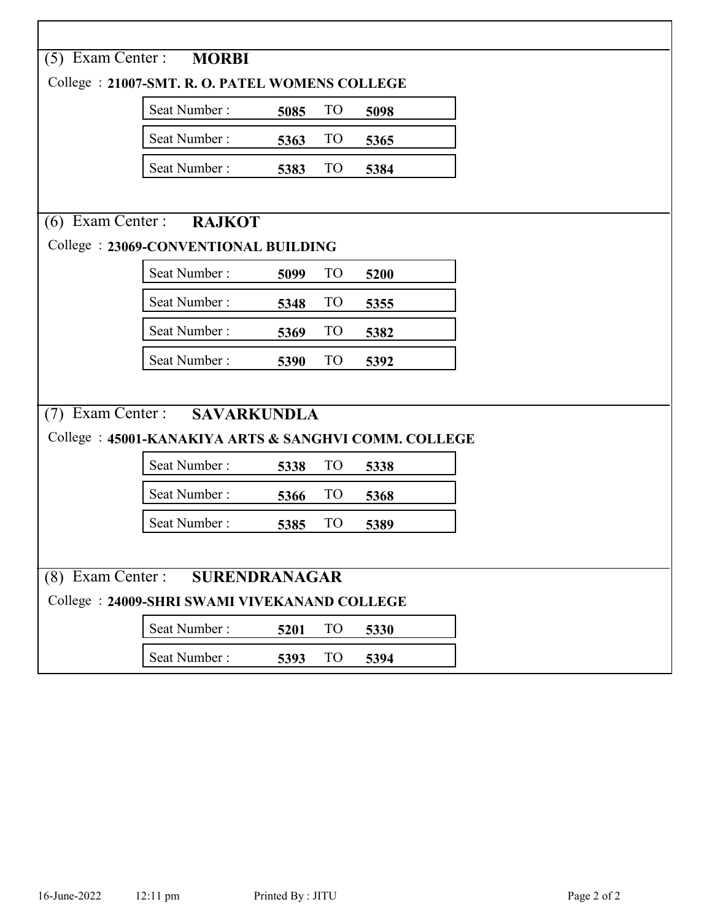(5) Exam Center : **MORBI**

College : **21007-SMT. R. O. PATEL WOMENS COLLEGE**

| Seat Number : | | | |
|---|---|---|---|
| Seat Number : | **5085** | TO | **5098** |
| Seat Number : | **5363** | TO | **5365** |
| Seat Number : | **5383** | TO | **5384** |

(6) Exam Center : **RAJKOT**

College : **23069-CONVENTIONAL BUILDING**

| Seat Number : | | | |
|---|---|---|---|
| Seat Number : | **5099** | TO | **5200** |
| Seat Number : | **5348** | TO | **5355** |
| Seat Number : | **5369** | TO | **5382** |
| Seat Number : | **5390** | TO | **5392** |

(7) Exam Center : **SAVARKUNDLA**

College : **45001-KANAKIYA ARTS & SANGHVI COMM. COLLEGE**

| Seat Number : | | | |
|---|---|---|---|
| Seat Number : | **5338** | TO | **5338** |
| Seat Number : | **5366** | TO | **5368** |
| Seat Number : | **5385** | TO | **5389** |

(8) Exam Center : **SURENDRANAGAR**

College : **24009-SHRI SWAMI VIVEKANAND COLLEGE**

| Seat Number : | | | |
|---|---|---|---|
| Seat Number : | **5201** | TO | **5330** |
| Seat Number : | **5393** | TO | **5394** |

16-June-2022 12:11 pm Printed By : JITU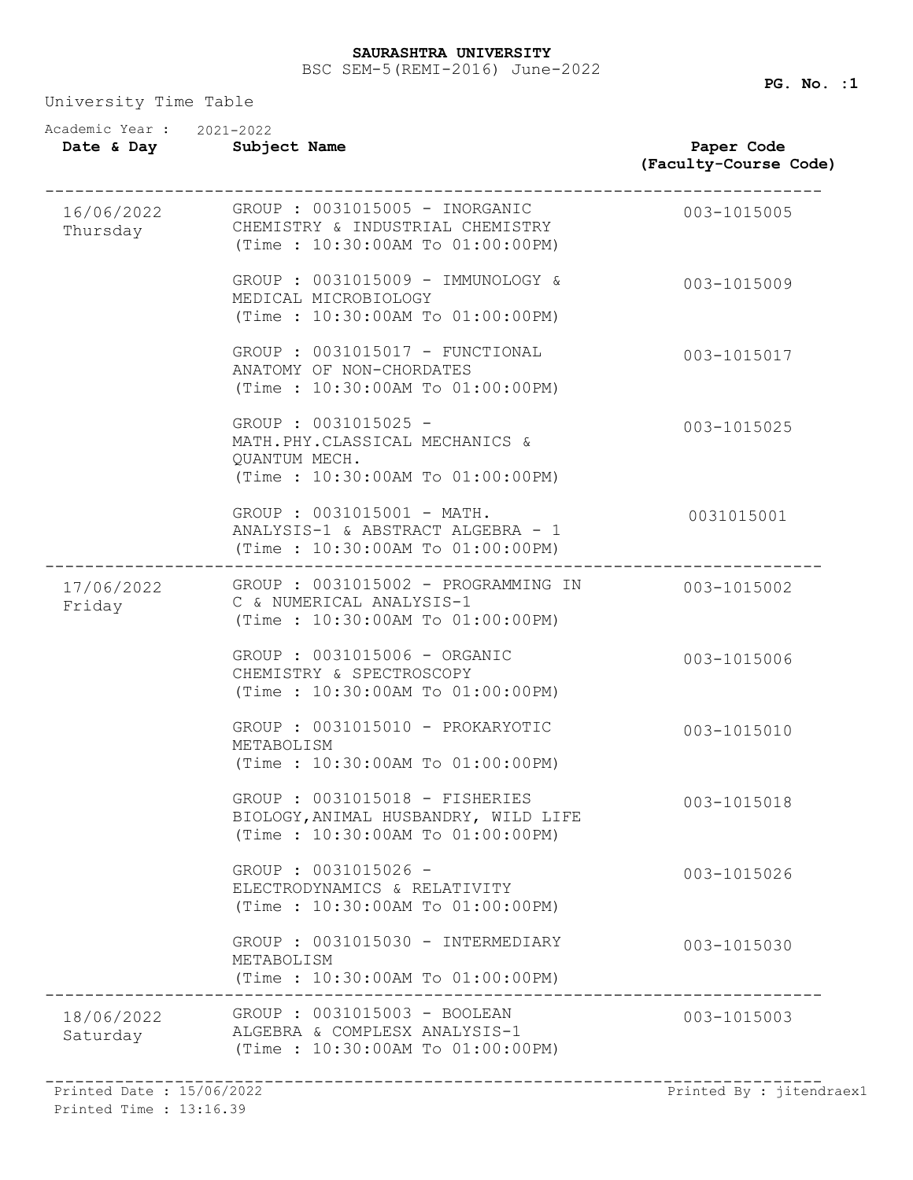**SAURASHTRA UNIVERSITY**

BSC SEM-5(REMI-2016) June-2022

University Time Table

Academic Year : 2021-2022

| Date & Day | Subject Name | Paper Code (Faculty-Course Code) |
|---|---|---|
| 16/06/2022 Thursday | GROUP : 0031015005 - INORGANIC CHEMISTRY & INDUSTRIAL CHEMISTRY (Time : 10:30:00AM To 01:00:00PM) | 003-1015005 |
| | GROUP : 0031015009 - IMMUNOLOGY & MEDICAL MICROBIOLOGY (Time : 10:30:00AM To 01:00:00PM) | 003-1015009 |
| | GROUP : 0031015017 - FUNCTIONAL ANATOMY OF NON-CHORDATES (Time : 10:30:00AM To 01:00:00PM) | 003-1015017 |
| | GROUP : 0031015025 - MATH.PHY.CLASSICAL MECHANICS & QUANTUM MECH. (Time : 10:30:00AM To 01:00:00PM) | 003-1015025 |
| | GROUP : 0031015001 - MATH. ANALYSIS-1 & ABSTRACT ALGEBRA - 1 (Time : 10:30:00AM To 01:00:00PM) | 0031015001 |
| 17/06/2022 Friday | GROUP : 0031015002 - PROGRAMMING IN C & NUMERICAL ANALYSIS-1 (Time : 10:30:00AM To 01:00:00PM) | 003-1015002 |
| | GROUP : 0031015006 - ORGANIC CHEMISTRY & SPECTROSCOPY (Time : 10:30:00AM To 01:00:00PM) | 003-1015006 |
| | GROUP : 0031015010 - PROKARYOTIC METABOLISM (Time : 10:30:00AM To 01:00:00PM) | 003-1015010 |
| | GROUP : 0031015018 - FISHERIES BIOLOGY,ANIMAL HUSBANDRY, WILD LIFE (Time : 10:30:00AM To 01:00:00PM) | 003-1015018 |
| | GROUP : 0031015026 - ELECTRODYNAMICS & RELATIVITY (Time : 10:30:00AM To 01:00:00PM) | 003-1015026 |
| | GROUP : 0031015030 - INTERMEDIARY METABOLISM (Time : 10:30:00AM To 01:00:00PM) | 003-1015030 |
| 18/06/2022 Saturday | GROUP : 0031015003 - BOOLEAN ALGEBRA & COMPLESX ANALYSIS-1 (Time : 10:30:00AM To 01:00:00PM) | 003-1015003 |

Printed Date : 15/06/2022

Printed Time : 13:16.39

Printed By : jitendraex1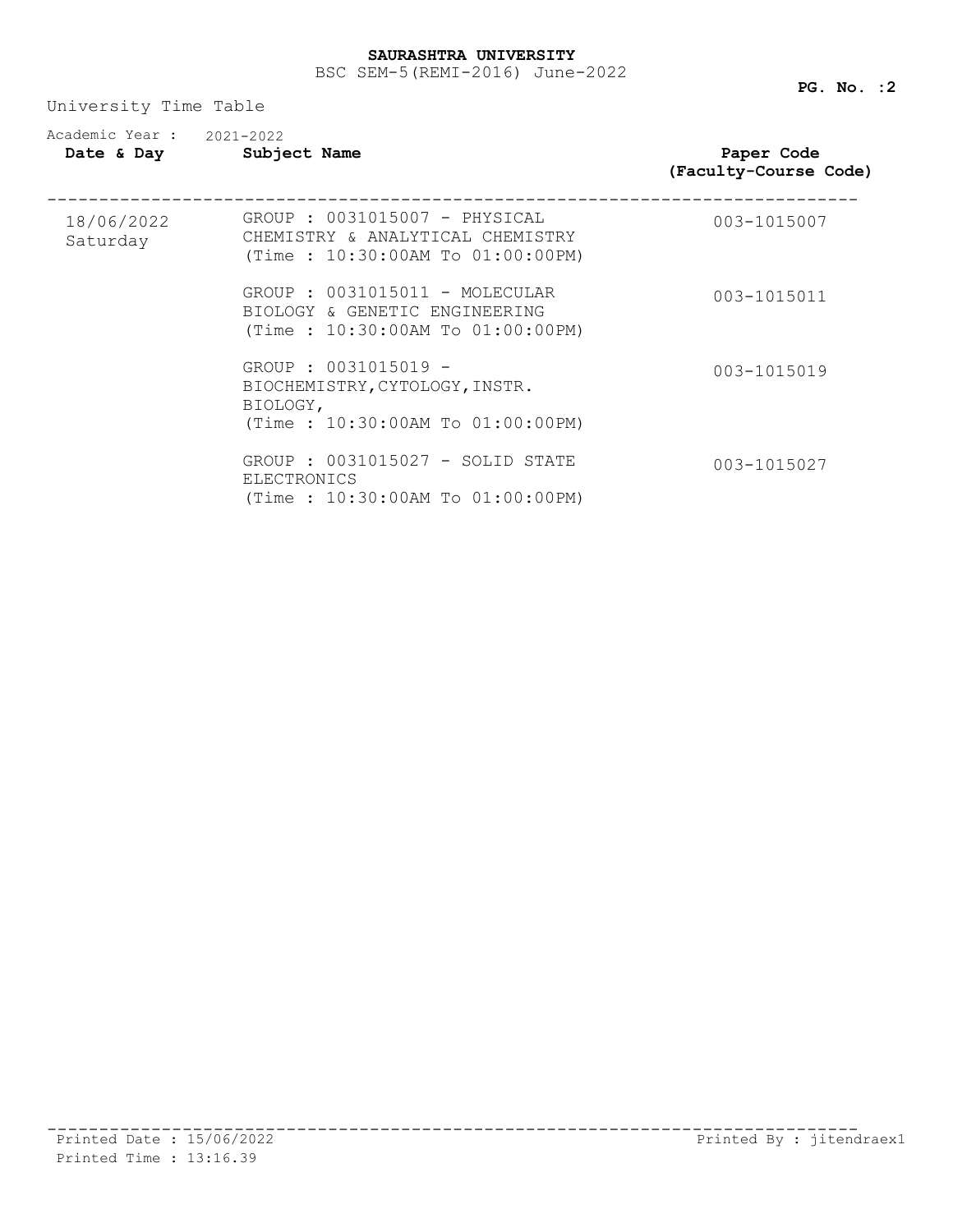**SAURASHTRA UNIVERSITY**

BSC SEM-5(REMI-2016) June-2022

University Time Table

Academic Year : 2021-2022

| Date & Day | Subject Name | Paper Code (Faculty-Course Code) |
|---|---|---|
| 18/06/2022 Saturday | GROUP : 0031015007 - PHYSICAL CHEMISTRY & ANALYTICAL CHEMISTRY (Time : 10:30:00AM To 01:00:00PM) | 003-1015007 |
| | GROUP : 0031015011 - MOLECULAR BIOLOGY & GENETIC ENGINEERING (Time : 10:30:00AM To 01:00:00PM) | 003-1015011 |
| | GROUP : 0031015019 - BIOCHEMISTRY,CYTOLOGY,INSTR. BIOLOGY, (Time : 10:30:00AM To 01:00:00PM) | 003-1015019 |
| | GROUP : 0031015027 - SOLID STATE ELECTRONICS (Time : 10:30:00AM To 01:00:00PM) | 003-1015027 |

Printed Date : 15/06/2022

Printed Time : 13:16.39

Printed By : jitendraex1